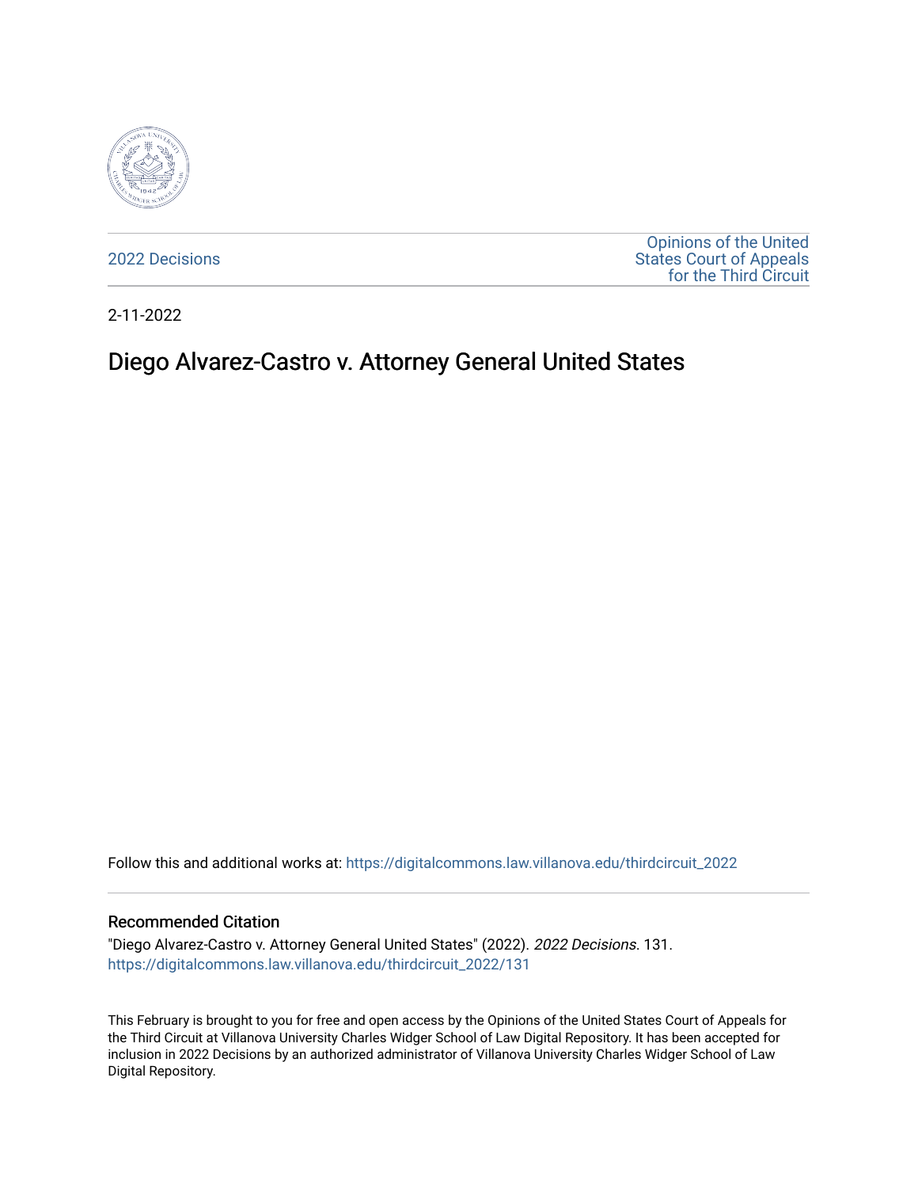2022 Decisions

Opinions of the United States Court of Appeals for the Third Circuit

2-11-2022

# Diego Alvarez-Castro v. Attorney General United States

Follow this and additional works at: https://digitalcommons.law.villanova.edu/thirdcircuit_2022

## Recommended Citation

"Diego Alvarez-Castro v. Attorney General United States" (2022). *2022 Decisions*. 131.
https://digitalcommons.law.villanova.edu/thirdcircuit_2022/131

This February is brought to you for free and open access by the Opinions of the United States Court of Appeals for the Third Circuit at Villanova University Charles Widger School of Law Digital Repository. It has been accepted for inclusion in 2022 Decisions by an authorized administrator of Villanova University Charles Widger School of Law Digital Repository.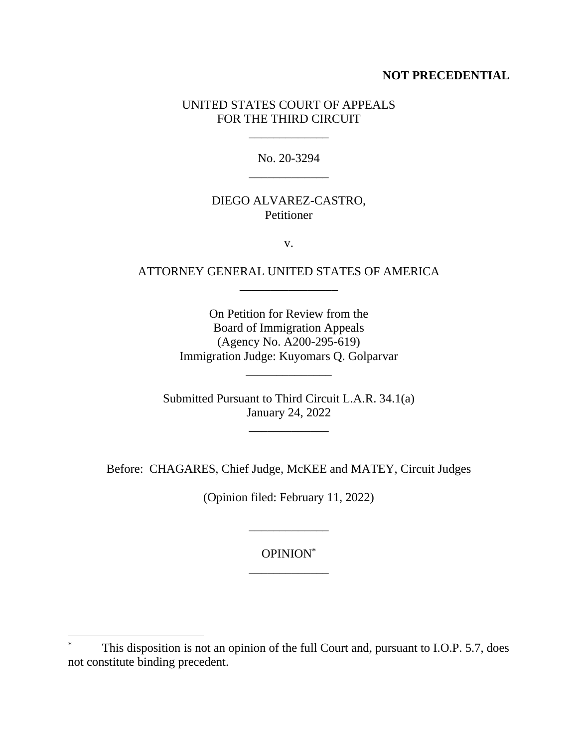**NOT PRECEDENTIAL**

UNITED STATES COURT OF APPEALS
FOR THE THIRD CIRCUIT

\_\_\_\_\_\_\_\_\_\_\_\_\_

No. 20-3294

\_\_\_\_\_\_\_\_\_\_\_\_\_

DIEGO ALVAREZ-CASTRO,
Petitioner

v.

ATTORNEY GENERAL UNITED STATES OF AMERICA

\_\_\_\_\_\_\_\_\_\_\_\_\_\_\_\_

On Petition for Review from the
Board of Immigration Appeals
(Agency No. A200-295-619)
Immigration Judge: Kuyomars Q. Golparvar

\_\_\_\_\_\_\_\_\_\_\_\_\_\_

Submitted Pursuant to Third Circuit L.A.R. 34.1(a)
January 24, 2022

\_\_\_\_\_\_\_\_\_\_\_\_\_

Before: CHAGARES, Chief Judge, McKEE and MATEY, Circuit Judges

(Opinion filed: February 11, 2022)

\_\_\_\_\_\_\_\_\_\_\_\_\_

OPINION[*]

\_\_\_\_\_\_\_\_\_\_\_\_\_

[*] This disposition is not an opinion of the full Court and, pursuant to I.O.P. 5.7, does not constitute binding precedent.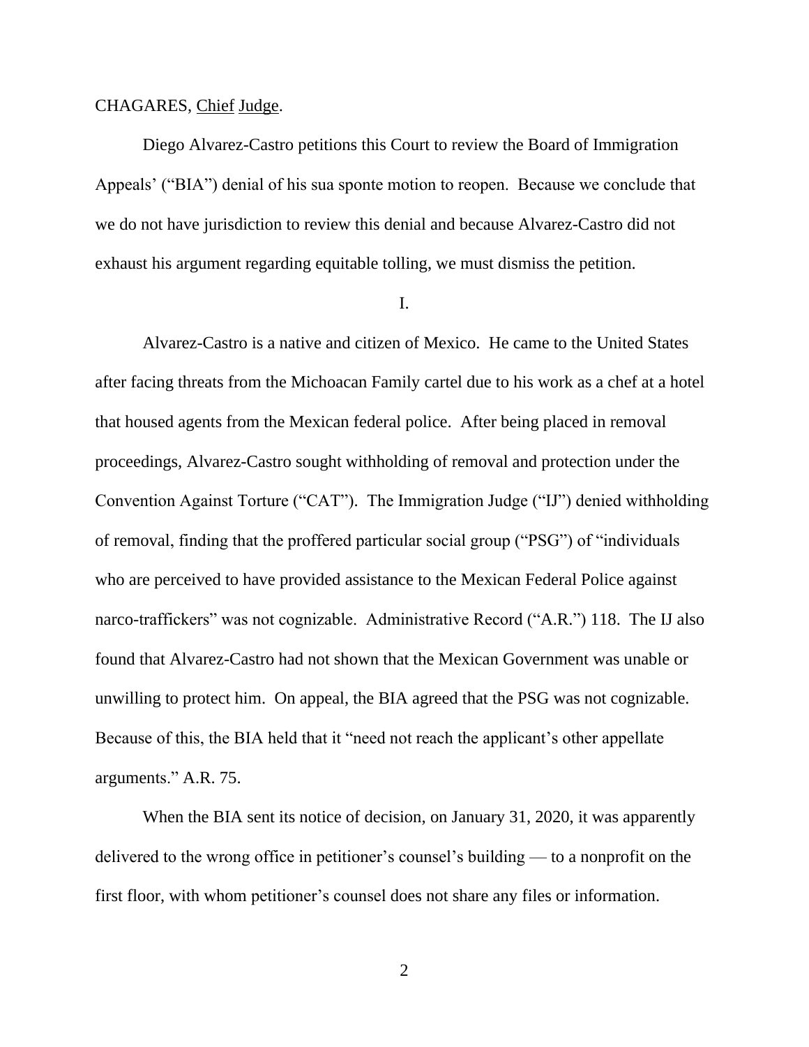CHAGARES, Chief Judge.

Diego Alvarez-Castro petitions this Court to review the Board of Immigration Appeals' ("BIA") denial of his sua sponte motion to reopen. Because we conclude that we do not have jurisdiction to review this denial and because Alvarez-Castro did not exhaust his argument regarding equitable tolling, we must dismiss the petition.

I.

Alvarez-Castro is a native and citizen of Mexico. He came to the United States after facing threats from the Michoacan Family cartel due to his work as a chef at a hotel that housed agents from the Mexican federal police. After being placed in removal proceedings, Alvarez-Castro sought withholding of removal and protection under the Convention Against Torture ("CAT"). The Immigration Judge ("IJ") denied withholding of removal, finding that the proffered particular social group ("PSG") of "individuals who are perceived to have provided assistance to the Mexican Federal Police against narco-traffickers" was not cognizable. Administrative Record ("A.R.") 118. The IJ also found that Alvarez-Castro had not shown that the Mexican Government was unable or unwilling to protect him. On appeal, the BIA agreed that the PSG was not cognizable. Because of this, the BIA held that it "need not reach the applicant's other appellate arguments." A.R. 75.

When the BIA sent its notice of decision, on January 31, 2020, it was apparently delivered to the wrong office in petitioner's counsel's building — to a nonprofit on the first floor, with whom petitioner's counsel does not share any files or information.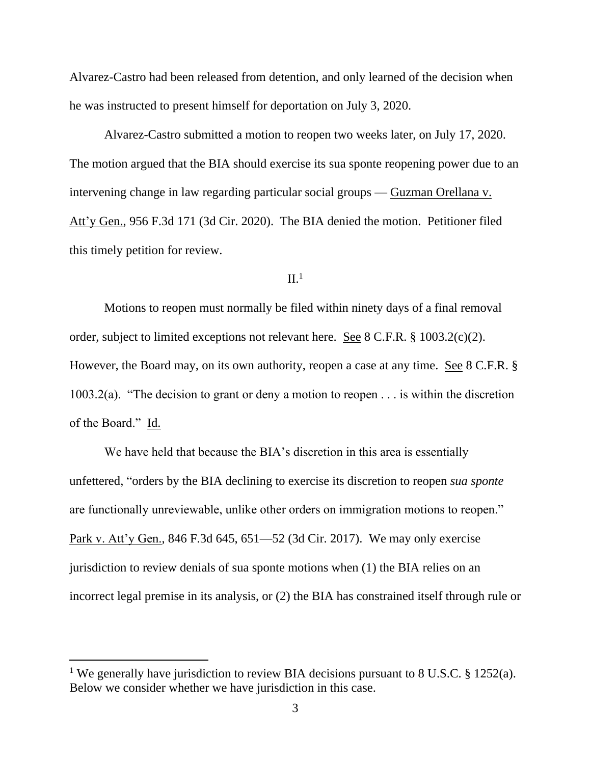Alvarez-Castro had been released from detention, and only learned of the decision when he was instructed to present himself for deportation on July 3, 2020.

Alvarez-Castro submitted a motion to reopen two weeks later, on July 17, 2020. The motion argued that the BIA should exercise its sua sponte reopening power due to an intervening change in law regarding particular social groups — Guzman Orellana v. Att'y Gen., 956 F.3d 171 (3d Cir. 2020). The BIA denied the motion. Petitioner filed this timely petition for review.

## II.[1]

Motions to reopen must normally be filed within ninety days of a final removal order, subject to limited exceptions not relevant here. See 8 C.F.R. § 1003.2(c)(2). However, the Board may, on its own authority, reopen a case at any time. See 8 C.F.R. § 1003.2(a). "The decision to grant or deny a motion to reopen . . . is within the discretion of the Board." Id.

We have held that because the BIA's discretion in this area is essentially unfettered, "orders by the BIA declining to exercise its discretion to reopen *sua sponte* are functionally unreviewable, unlike other orders on immigration motions to reopen." Park v. Att'y Gen., 846 F.3d 645, 651—52 (3d Cir. 2017). We may only exercise jurisdiction to review denials of sua sponte motions when (1) the BIA relies on an incorrect legal premise in its analysis, or (2) the BIA has constrained itself through rule or

[1] We generally have jurisdiction to review BIA decisions pursuant to 8 U.S.C. § 1252(a). Below we consider whether we have jurisdiction in this case.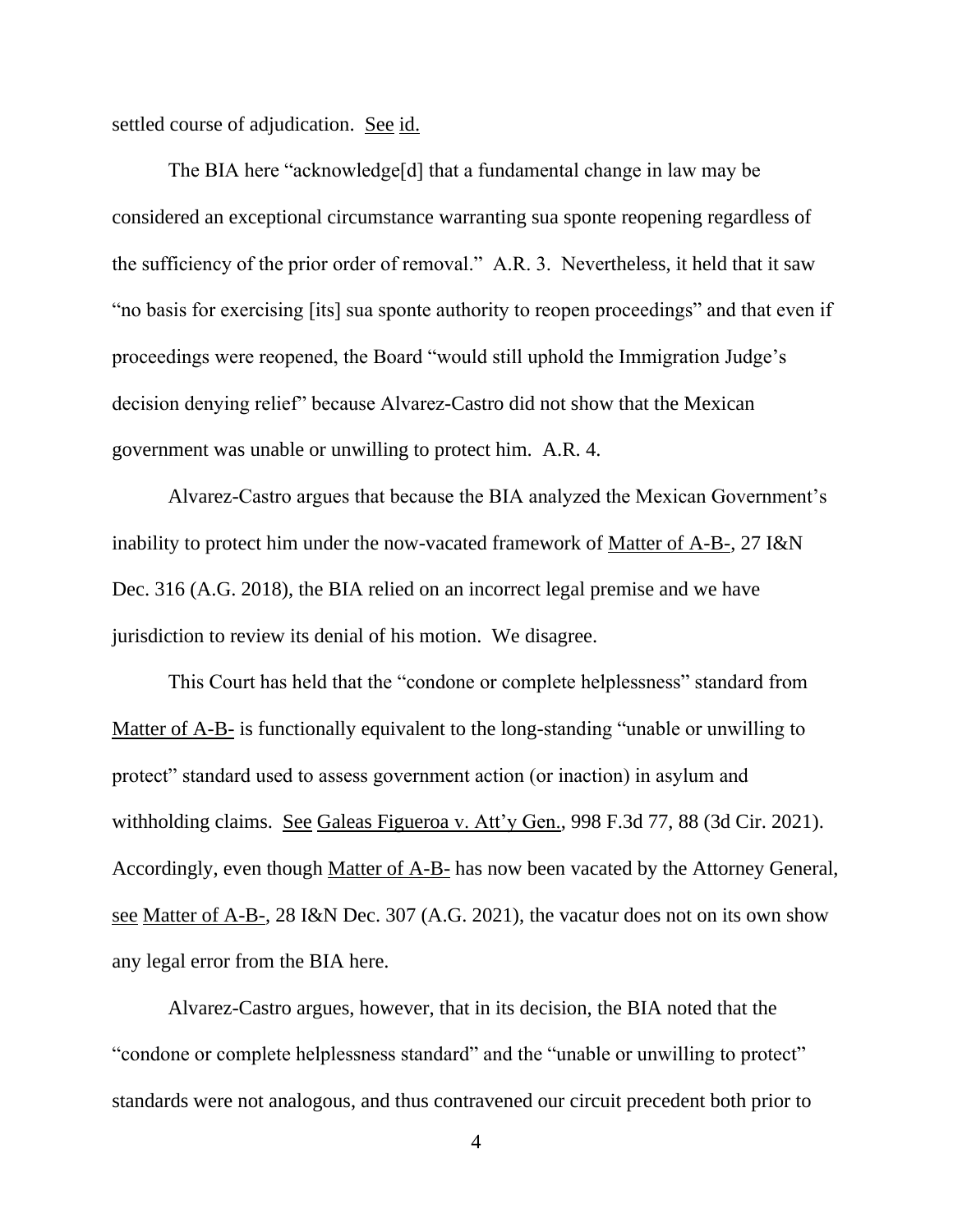settled course of adjudication. See id.

The BIA here "acknowledge[d] that a fundamental change in law may be considered an exceptional circumstance warranting sua sponte reopening regardless of the sufficiency of the prior order of removal." A.R. 3. Nevertheless, it held that it saw "no basis for exercising [its] sua sponte authority to reopen proceedings" and that even if proceedings were reopened, the Board "would still uphold the Immigration Judge's decision denying relief" because Alvarez-Castro did not show that the Mexican government was unable or unwilling to protect him. A.R. 4.

Alvarez-Castro argues that because the BIA analyzed the Mexican Government's inability to protect him under the now-vacated framework of Matter of A-B-, 27 I&N Dec. 316 (A.G. 2018), the BIA relied on an incorrect legal premise and we have jurisdiction to review its denial of his motion. We disagree.

This Court has held that the "condone or complete helplessness" standard from Matter of A-B- is functionally equivalent to the long-standing "unable or unwilling to protect" standard used to assess government action (or inaction) in asylum and withholding claims. See Galeas Figueroa v. Att'y Gen., 998 F.3d 77, 88 (3d Cir. 2021). Accordingly, even though Matter of A-B- has now been vacated by the Attorney General, see Matter of A-B-, 28 I&N Dec. 307 (A.G. 2021), the vacatur does not on its own show any legal error from the BIA here.

Alvarez-Castro argues, however, that in its decision, the BIA noted that the "condone or complete helplessness standard" and the "unable or unwilling to protect" standards were not analogous, and thus contravened our circuit precedent both prior to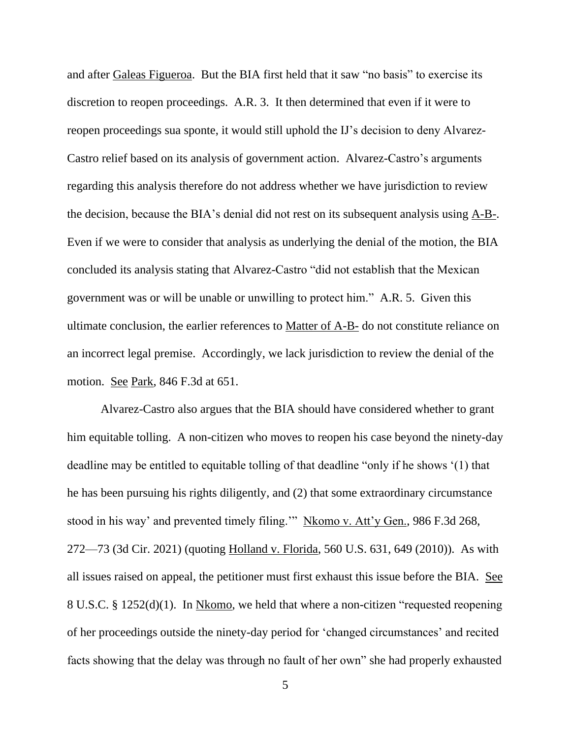and after Galeas Figueroa. But the BIA first held that it saw "no basis" to exercise its discretion to reopen proceedings. A.R. 3. It then determined that even if it were to reopen proceedings sua sponte, it would still uphold the IJ's decision to deny Alvarez-Castro relief based on its analysis of government action. Alvarez-Castro's arguments regarding this analysis therefore do not address whether we have jurisdiction to review the decision, because the BIA's denial did not rest on its subsequent analysis using A-B-. Even if we were to consider that analysis as underlying the denial of the motion, the BIA concluded its analysis stating that Alvarez-Castro "did not establish that the Mexican government was or will be unable or unwilling to protect him." A.R. 5. Given this ultimate conclusion, the earlier references to Matter of A-B- do not constitute reliance on an incorrect legal premise. Accordingly, we lack jurisdiction to review the denial of the motion. See Park, 846 F.3d at 651.

Alvarez-Castro also argues that the BIA should have considered whether to grant him equitable tolling. A non-citizen who moves to reopen his case beyond the ninety-day deadline may be entitled to equitable tolling of that deadline "only if he shows '(1) that he has been pursuing his rights diligently, and (2) that some extraordinary circumstance stood in his way' and prevented timely filing.'" Nkomo v. Att'y Gen., 986 F.3d 268, 272—73 (3d Cir. 2021) (quoting Holland v. Florida, 560 U.S. 631, 649 (2010)). As with all issues raised on appeal, the petitioner must first exhaust this issue before the BIA. See 8 U.S.C. § 1252(d)(1). In Nkomo, we held that where a non-citizen "requested reopening of her proceedings outside the ninety-day period for 'changed circumstances' and recited facts showing that the delay was through no fault of her own" she had properly exhausted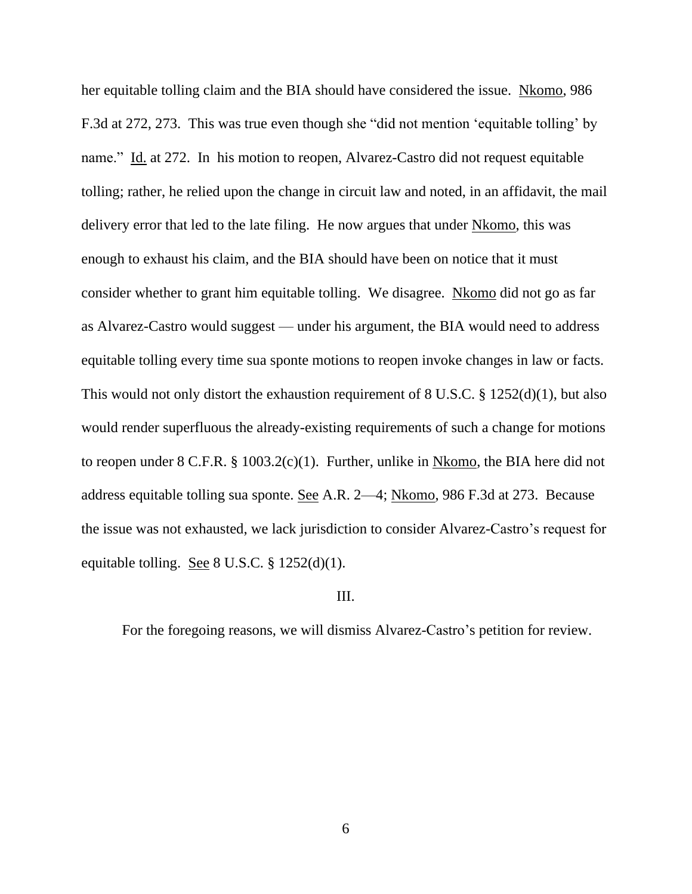her equitable tolling claim and the BIA should have considered the issue. Nkomo, 986 F.3d at 272, 273. This was true even though she "did not mention 'equitable tolling' by name." Id. at 272. In his motion to reopen, Alvarez-Castro did not request equitable tolling; rather, he relied upon the change in circuit law and noted, in an affidavit, the mail delivery error that led to the late filing. He now argues that under Nkomo, this was enough to exhaust his claim, and the BIA should have been on notice that it must consider whether to grant him equitable tolling. We disagree. Nkomo did not go as far as Alvarez-Castro would suggest — under his argument, the BIA would need to address equitable tolling every time sua sponte motions to reopen invoke changes in law or facts. This would not only distort the exhaustion requirement of 8 U.S.C. § 1252(d)(1), but also would render superfluous the already-existing requirements of such a change for motions to reopen under 8 C.F.R. § 1003.2(c)(1). Further, unlike in Nkomo, the BIA here did not address equitable tolling sua sponte. See A.R. 2—4; Nkomo, 986 F.3d at 273. Because the issue was not exhausted, we lack jurisdiction to consider Alvarez-Castro's request for equitable tolling. See 8 U.S.C. § 1252(d)(1).

## III.

For the foregoing reasons, we will dismiss Alvarez-Castro's petition for review.